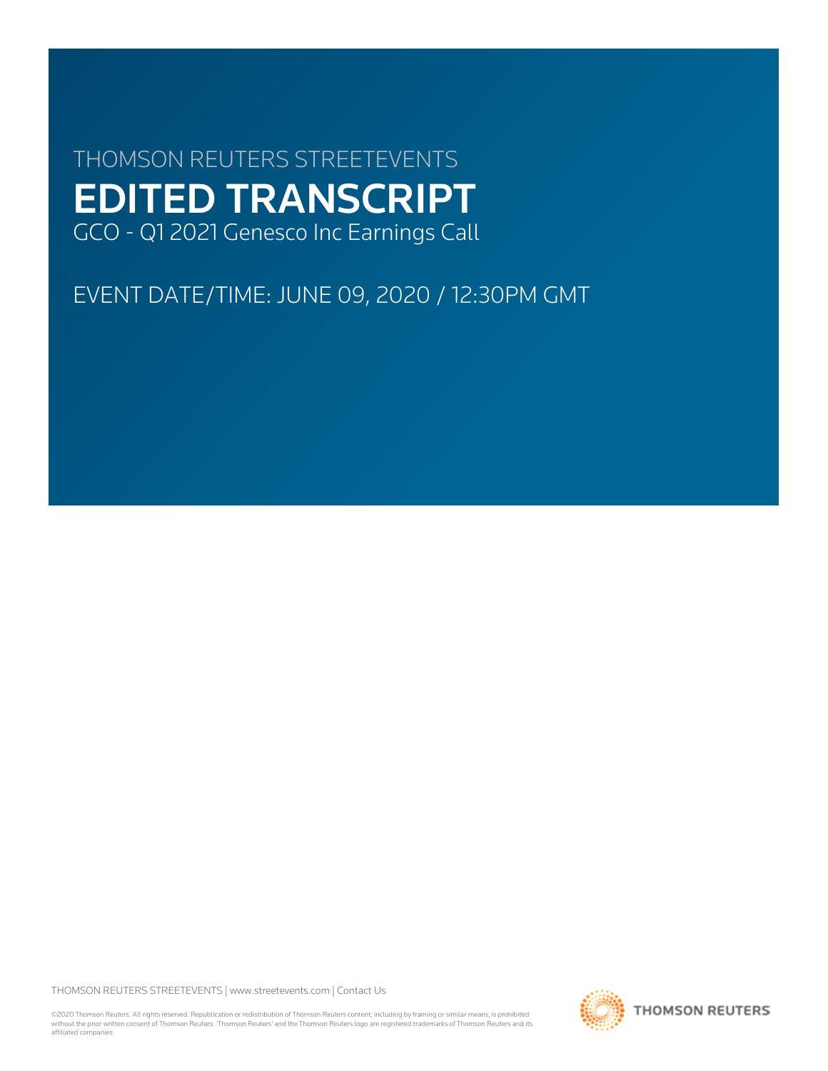THOMSON REUTERS STREETEVENTS

# EDITED TRANSCRIPT

GCO - Q1 2021 Genesco Inc Earnings Call

EVENT DATE/TIME: JUNE 09, 2020 / 12:30PM GMT

THOMSON REUTERS STREETEVENTS | www.streetevents.com | Contact Us

©2020 Thomson Reuters. All rights reserved. Republication or redistribution of Thomson Reuters content, including by framing or similar means, is prohibited without the prior written consent of Thomson Reuters. 'Thomson Reuters' and the Thomson Reuters logo are registered trademarks of Thomson Reuters and its affiliated companies.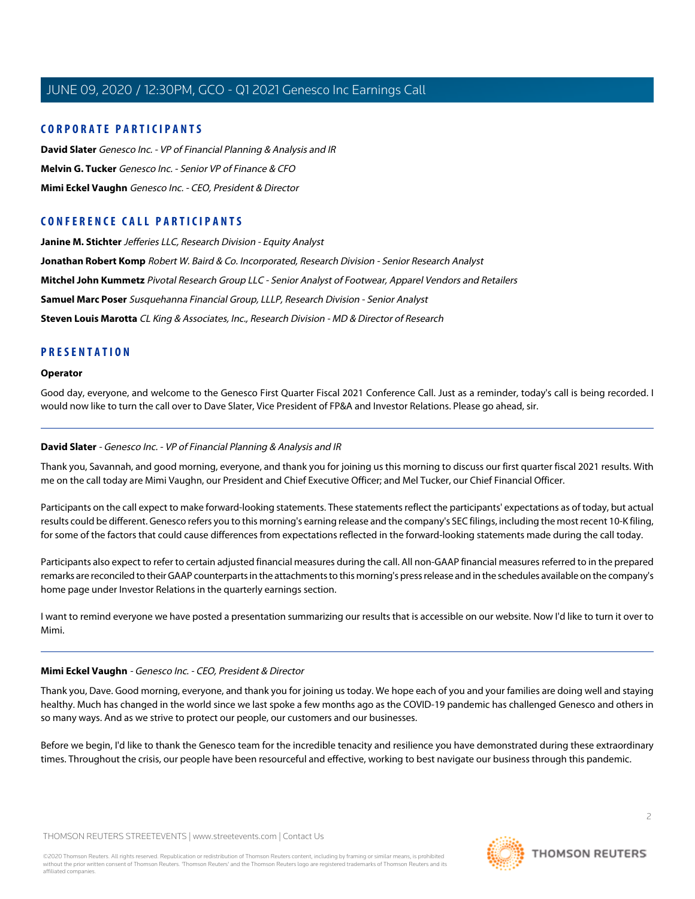## CORPORATE PARTICIPANTS

**David Slater** *Genesco Inc. - VP of Financial Planning & Analysis and IR*

**Melvin G. Tucker** *Genesco Inc. - Senior VP of Finance & CFO*

**Mimi Eckel Vaughn** *Genesco Inc. - CEO, President & Director*

## CONFERENCE CALL PARTICIPANTS

**Janine M. Stichter** *Jefferies LLC, Research Division - Equity Analyst*

**Jonathan Robert Komp** *Robert W. Baird & Co. Incorporated, Research Division - Senior Research Analyst*

**Mitchel John Kummetz** *Pivotal Research Group LLC - Senior Analyst of Footwear, Apparel Vendors and Retailers*

**Samuel Marc Poser** *Susquehanna Financial Group, LLLP, Research Division - Senior Analyst*

**Steven Louis Marotta** *CL King & Associates, Inc., Research Division - MD & Director of Research*

## PRESENTATION

### Operator

Good day, everyone, and welcome to the Genesco First Quarter Fiscal 2021 Conference Call. Just as a reminder, today's call is being recorded. I would now like to turn the call over to Dave Slater, Vice President of FP&A and Investor Relations. Please go ahead, sir.

---

### David Slater - *Genesco Inc. - VP of Financial Planning & Analysis and IR*

Thank you, Savannah, and good morning, everyone, and thank you for joining us this morning to discuss our first quarter fiscal 2021 results. With me on the call today are Mimi Vaughn, our President and Chief Executive Officer; and Mel Tucker, our Chief Financial Officer.

Participants on the call expect to make forward-looking statements. These statements reflect the participants' expectations as of today, but actual results could be different. Genesco refers you to this morning's earning release and the company's SEC filings, including the most recent 10-K filing, for some of the factors that could cause differences from expectations reflected in the forward-looking statements made during the call today.

Participants also expect to refer to certain adjusted financial measures during the call. All non-GAAP financial measures referred to in the prepared remarks are reconciled to their GAAP counterparts in the attachments to this morning's press release and in the schedules available on the company's home page under Investor Relations in the quarterly earnings section.

I want to remind everyone we have posted a presentation summarizing our results that is accessible on our website. Now I'd like to turn it over to Mimi.

---

### Mimi Eckel Vaughn - *Genesco Inc. - CEO, President & Director*

Thank you, Dave. Good morning, everyone, and thank you for joining us today. We hope each of you and your families are doing well and staying healthy. Much has changed in the world since we last spoke a few months ago as the COVID-19 pandemic has challenged Genesco and others in so many ways. And as we strive to protect our people, our customers and our businesses.

Before we begin, I'd like to thank the Genesco team for the incredible tenacity and resilience you have demonstrated during these extraordinary times. Throughout the crisis, our people have been resourceful and effective, working to best navigate our business through this pandemic.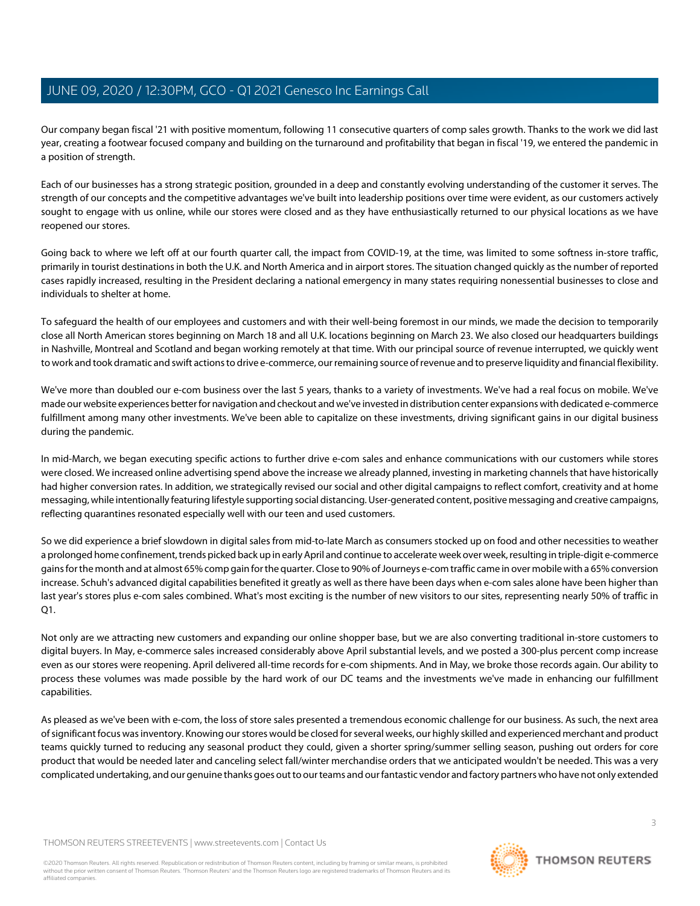Our company began fiscal '21 with positive momentum, following 11 consecutive quarters of comp sales growth. Thanks to the work we did last year, creating a footwear focused company and building on the turnaround and profitability that began in fiscal '19, we entered the pandemic in a position of strength.

Each of our businesses has a strong strategic position, grounded in a deep and constantly evolving understanding of the customer it serves. The strength of our concepts and the competitive advantages we've built into leadership positions over time were evident, as our customers actively sought to engage with us online, while our stores were closed and as they have enthusiastically returned to our physical locations as we have reopened our stores.

Going back to where we left off at our fourth quarter call, the impact from COVID-19, at the time, was limited to some softness in-store traffic, primarily in tourist destinations in both the U.K. and North America and in airport stores. The situation changed quickly as the number of reported cases rapidly increased, resulting in the President declaring a national emergency in many states requiring nonessential businesses to close and individuals to shelter at home.

To safeguard the health of our employees and customers and with their well-being foremost in our minds, we made the decision to temporarily close all North American stores beginning on March 18 and all U.K. locations beginning on March 23. We also closed our headquarters buildings in Nashville, Montreal and Scotland and began working remotely at that time. With our principal source of revenue interrupted, we quickly went to work and took dramatic and swift actions to drive e-commerce, our remaining source of revenue and to preserve liquidity and financial flexibility.

We've more than doubled our e-com business over the last 5 years, thanks to a variety of investments. We've had a real focus on mobile. We've made our website experiences better for navigation and checkout and we've invested in distribution center expansions with dedicated e-commerce fulfillment among many other investments. We've been able to capitalize on these investments, driving significant gains in our digital business during the pandemic.

In mid-March, we began executing specific actions to further drive e-com sales and enhance communications with our customers while stores were closed. We increased online advertising spend above the increase we already planned, investing in marketing channels that have historically had higher conversion rates. In addition, we strategically revised our social and other digital campaigns to reflect comfort, creativity and at home messaging, while intentionally featuring lifestyle supporting social distancing. User-generated content, positive messaging and creative campaigns, reflecting quarantines resonated especially well with our teen and used customers.

So we did experience a brief slowdown in digital sales from mid-to-late March as consumers stocked up on food and other necessities to weather a prolonged home confinement, trends picked back up in early April and continue to accelerate week over week, resulting in triple-digit e-commerce gains for the month and at almost 65% comp gain for the quarter. Close to 90% of Journeys e-com traffic came in over mobile with a 65% conversion increase. Schuh's advanced digital capabilities benefited it greatly as well as there have been days when e-com sales alone have been higher than last year's stores plus e-com sales combined. What's most exciting is the number of new visitors to our sites, representing nearly 50% of traffic in Q1.

Not only are we attracting new customers and expanding our online shopper base, but we are also converting traditional in-store customers to digital buyers. In May, e-commerce sales increased considerably above April substantial levels, and we posted a 300-plus percent comp increase even as our stores were reopening. April delivered all-time records for e-com shipments. And in May, we broke those records again. Our ability to process these volumes was made possible by the hard work of our DC teams and the investments we've made in enhancing our fulfillment capabilities.

As pleased as we've been with e-com, the loss of store sales presented a tremendous economic challenge for our business. As such, the next area of significant focus was inventory. Knowing our stores would be closed for several weeks, our highly skilled and experienced merchant and product teams quickly turned to reducing any seasonal product they could, given a shorter spring/summer selling season, pushing out orders for core product that would be needed later and canceling select fall/winter merchandise orders that we anticipated wouldn't be needed. This was a very complicated undertaking, and our genuine thanks goes out to our teams and our fantastic vendor and factory partners who have not only extended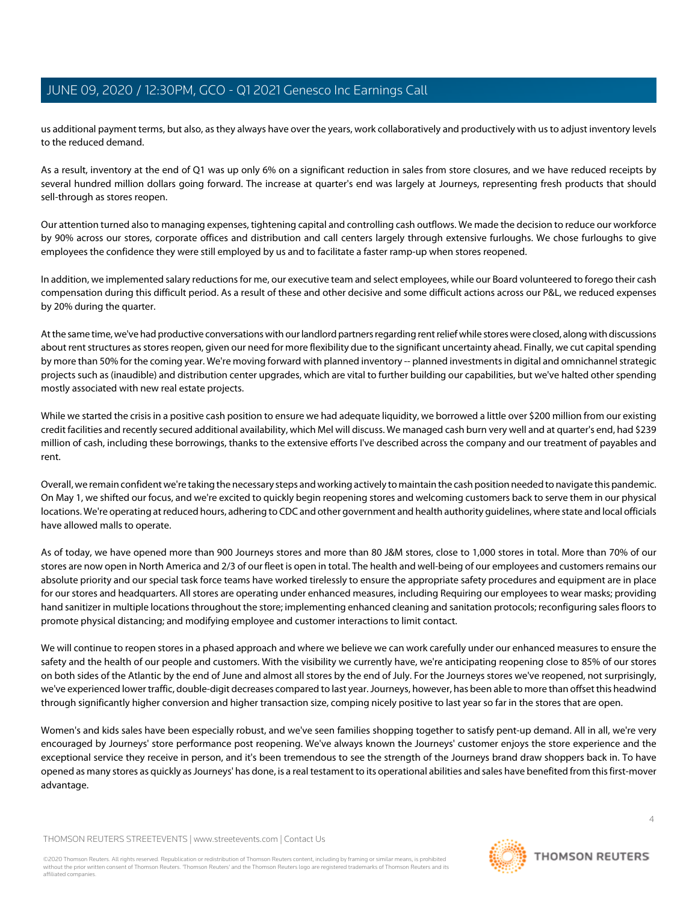us additional payment terms, but also, as they always have over the years, work collaboratively and productively with us to adjust inventory levels to the reduced demand.

As a result, inventory at the end of Q1 was up only 6% on a significant reduction in sales from store closures, and we have reduced receipts by several hundred million dollars going forward. The increase at quarter's end was largely at Journeys, representing fresh products that should sell-through as stores reopen.

Our attention turned also to managing expenses, tightening capital and controlling cash outflows. We made the decision to reduce our workforce by 90% across our stores, corporate offices and distribution and call centers largely through extensive furloughs. We chose furloughs to give employees the confidence they were still employed by us and to facilitate a faster ramp-up when stores reopened.

In addition, we implemented salary reductions for me, our executive team and select employees, while our Board volunteered to forego their cash compensation during this difficult period. As a result of these and other decisive and some difficult actions across our P&L, we reduced expenses by 20% during the quarter.

At the same time, we've had productive conversations with our landlord partners regarding rent relief while stores were closed, along with discussions about rent structures as stores reopen, given our need for more flexibility due to the significant uncertainty ahead. Finally, we cut capital spending by more than 50% for the coming year. We're moving forward with planned inventory -- planned investments in digital and omnichannel strategic projects such as (inaudible) and distribution center upgrades, which are vital to further building our capabilities, but we've halted other spending mostly associated with new real estate projects.

While we started the crisis in a positive cash position to ensure we had adequate liquidity, we borrowed a little over $200 million from our existing credit facilities and recently secured additional availability, which Mel will discuss. We managed cash burn very well and at quarter's end, had $239 million of cash, including these borrowings, thanks to the extensive efforts I've described across the company and our treatment of payables and rent.

Overall, we remain confident we're taking the necessary steps and working actively to maintain the cash position needed to navigate this pandemic. On May 1, we shifted our focus, and we're excited to quickly begin reopening stores and welcoming customers back to serve them in our physical locations. We're operating at reduced hours, adhering to CDC and other government and health authority guidelines, where state and local officials have allowed malls to operate.

As of today, we have opened more than 900 Journeys stores and more than 80 J&M stores, close to 1,000 stores in total. More than 70% of our stores are now open in North America and 2/3 of our fleet is open in total. The health and well-being of our employees and customers remains our absolute priority and our special task force teams have worked tirelessly to ensure the appropriate safety procedures and equipment are in place for our stores and headquarters. All stores are operating under enhanced measures, including Requiring our employees to wear masks; providing hand sanitizer in multiple locations throughout the store; implementing enhanced cleaning and sanitation protocols; reconfiguring sales floors to promote physical distancing; and modifying employee and customer interactions to limit contact.

We will continue to reopen stores in a phased approach and where we believe we can work carefully under our enhanced measures to ensure the safety and the health of our people and customers. With the visibility we currently have, we're anticipating reopening close to 85% of our stores on both sides of the Atlantic by the end of June and almost all stores by the end of July. For the Journeys stores we've reopened, not surprisingly, we've experienced lower traffic, double-digit decreases compared to last year. Journeys, however, has been able to more than offset this headwind through significantly higher conversion and higher transaction size, comping nicely positive to last year so far in the stores that are open.

Women's and kids sales have been especially robust, and we've seen families shopping together to satisfy pent-up demand. All in all, we're very encouraged by Journeys' store performance post reopening. We've always known the Journeys' customer enjoys the store experience and the exceptional service they receive in person, and it's been tremendous to see the strength of the Journeys brand draw shoppers back in. To have opened as many stores as quickly as Journeys' has done, is a real testament to its operational abilities and sales have benefited from this first-mover advantage.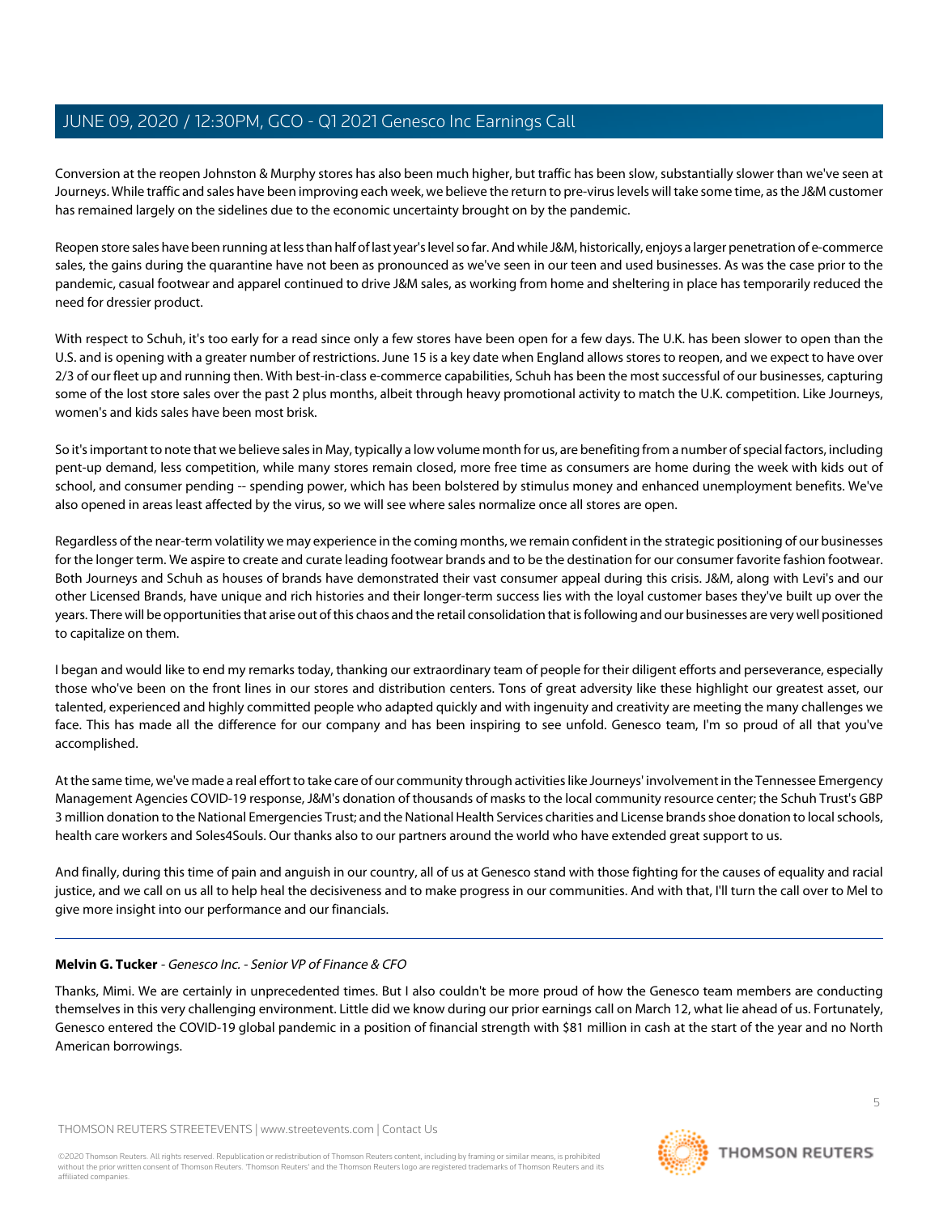Conversion at the reopen Johnston & Murphy stores has also been much higher, but traffic has been slow, substantially slower than we've seen at Journeys. While traffic and sales have been improving each week, we believe the return to pre-virus levels will take some time, as the J&M customer has remained largely on the sidelines due to the economic uncertainty brought on by the pandemic.

Reopen store sales have been running at less than half of last year's level so far. And while J&M, historically, enjoys a larger penetration of e-commerce sales, the gains during the quarantine have not been as pronounced as we've seen in our teen and used businesses. As was the case prior to the pandemic, casual footwear and apparel continued to drive J&M sales, as working from home and sheltering in place has temporarily reduced the need for dressier product.

With respect to Schuh, it's too early for a read since only a few stores have been open for a few days. The U.K. has been slower to open than the U.S. and is opening with a greater number of restrictions. June 15 is a key date when England allows stores to reopen, and we expect to have over 2/3 of our fleet up and running then. With best-in-class e-commerce capabilities, Schuh has been the most successful of our businesses, capturing some of the lost store sales over the past 2 plus months, albeit through heavy promotional activity to match the U.K. competition. Like Journeys, women's and kids sales have been most brisk.

So it's important to note that we believe sales in May, typically a low volume month for us, are benefiting from a number of special factors, including pent-up demand, less competition, while many stores remain closed, more free time as consumers are home during the week with kids out of school, and consumer pending -- spending power, which has been bolstered by stimulus money and enhanced unemployment benefits. We've also opened in areas least affected by the virus, so we will see where sales normalize once all stores are open.

Regardless of the near-term volatility we may experience in the coming months, we remain confident in the strategic positioning of our businesses for the longer term. We aspire to create and curate leading footwear brands and to be the destination for our consumer favorite fashion footwear. Both Journeys and Schuh as houses of brands have demonstrated their vast consumer appeal during this crisis. J&M, along with Levi's and our other Licensed Brands, have unique and rich histories and their longer-term success lies with the loyal customer bases they've built up over the years. There will be opportunities that arise out of this chaos and the retail consolidation that is following and our businesses are very well positioned to capitalize on them.

I began and would like to end my remarks today, thanking our extraordinary team of people for their diligent efforts and perseverance, especially those who've been on the front lines in our stores and distribution centers. Tons of great adversity like these highlight our greatest asset, our talented, experienced and highly committed people who adapted quickly and with ingenuity and creativity are meeting the many challenges we face. This has made all the difference for our company and has been inspiring to see unfold. Genesco team, I'm so proud of all that you've accomplished.

At the same time, we've made a real effort to take care of our community through activities like Journeys' involvement in the Tennessee Emergency Management Agencies COVID-19 response, J&M's donation of thousands of masks to the local community resource center; the Schuh Trust's GBP 3 million donation to the National Emergencies Trust; and the National Health Services charities and License brands shoe donation to local schools, health care workers and Soles4Souls. Our thanks also to our partners around the world who have extended great support to us.

And finally, during this time of pain and anguish in our country, all of us at Genesco stand with those fighting for the causes of equality and racial justice, and we call on us all to help heal the decisiveness and to make progress in our communities. And with that, I'll turn the call over to Mel to give more insight into our performance and our financials.

---

**Melvin G. Tucker** - *Genesco Inc. - Senior VP of Finance & CFO*

Thanks, Mimi. We are certainly in unprecedented times. But I also couldn't be more proud of how the Genesco team members are conducting themselves in this very challenging environment. Little did we know during our prior earnings call on March 12, what lie ahead of us. Fortunately, Genesco entered the COVID-19 global pandemic in a position of financial strength with $81 million in cash at the start of the year and no North American borrowings.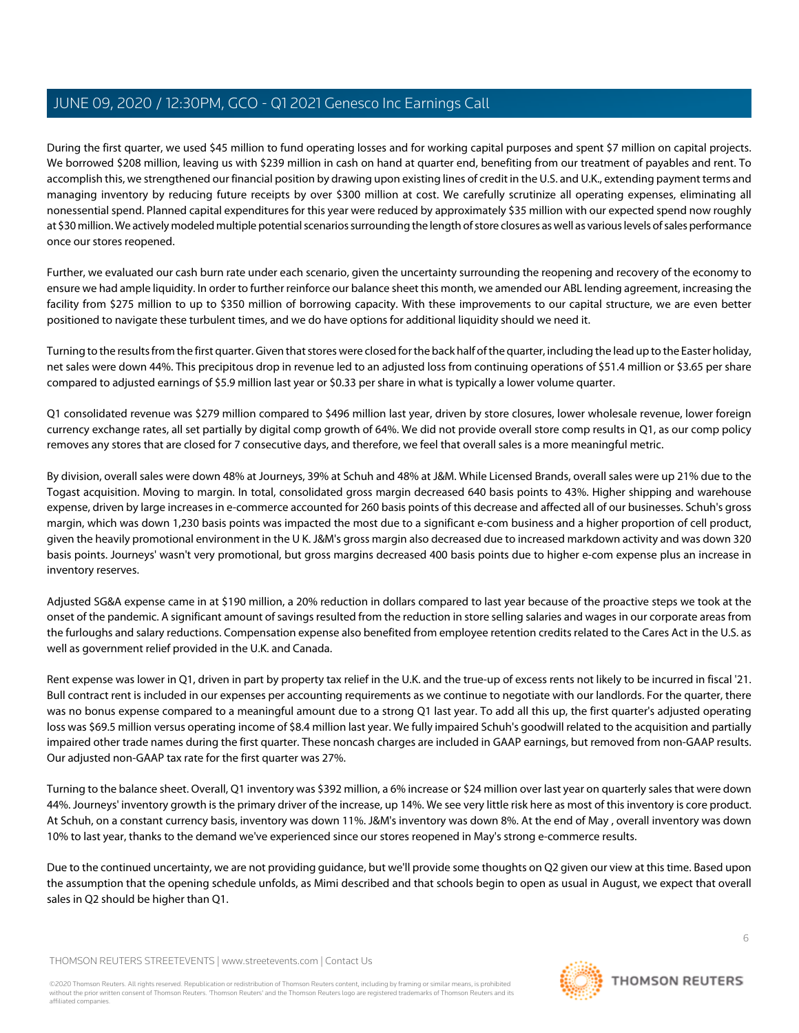During the first quarter, we used $45 million to fund operating losses and for working capital purposes and spent $7 million on capital projects. We borrowed $208 million, leaving us with $239 million in cash on hand at quarter end, benefiting from our treatment of payables and rent. To accomplish this, we strengthened our financial position by drawing upon existing lines of credit in the U.S. and U.K., extending payment terms and managing inventory by reducing future receipts by over $300 million at cost. We carefully scrutinize all operating expenses, eliminating all nonessential spend. Planned capital expenditures for this year were reduced by approximately $35 million with our expected spend now roughly at $30 million. We actively modeled multiple potential scenarios surrounding the length of store closures as well as various levels of sales performance once our stores reopened.

Further, we evaluated our cash burn rate under each scenario, given the uncertainty surrounding the reopening and recovery of the economy to ensure we had ample liquidity. In order to further reinforce our balance sheet this month, we amended our ABL lending agreement, increasing the facility from $275 million to up to $350 million of borrowing capacity. With these improvements to our capital structure, we are even better positioned to navigate these turbulent times, and we do have options for additional liquidity should we need it.

Turning to the results from the first quarter. Given that stores were closed for the back half of the quarter, including the lead up to the Easter holiday, net sales were down 44%. This precipitous drop in revenue led to an adjusted loss from continuing operations of $51.4 million or $3.65 per share compared to adjusted earnings of $5.9 million last year or $0.33 per share in what is typically a lower volume quarter.

Q1 consolidated revenue was $279 million compared to $496 million last year, driven by store closures, lower wholesale revenue, lower foreign currency exchange rates, all set partially by digital comp growth of 64%. We did not provide overall store comp results in Q1, as our comp policy removes any stores that are closed for 7 consecutive days, and therefore, we feel that overall sales is a more meaningful metric.

By division, overall sales were down 48% at Journeys, 39% at Schuh and 48% at J&M. While Licensed Brands, overall sales were up 21% due to the Togast acquisition. Moving to margin. In total, consolidated gross margin decreased 640 basis points to 43%. Higher shipping and warehouse expense, driven by large increases in e-commerce accounted for 260 basis points of this decrease and affected all of our businesses. Schuh's gross margin, which was down 1,230 basis points was impacted the most due to a significant e-com business and a higher proportion of cell product, given the heavily promotional environment in the U K. J&M's gross margin also decreased due to increased markdown activity and was down 320 basis points. Journeys' wasn't very promotional, but gross margins decreased 400 basis points due to higher e-com expense plus an increase in inventory reserves.

Adjusted SG&A expense came in at $190 million, a 20% reduction in dollars compared to last year because of the proactive steps we took at the onset of the pandemic. A significant amount of savings resulted from the reduction in store selling salaries and wages in our corporate areas from the furloughs and salary reductions. Compensation expense also benefited from employee retention credits related to the Cares Act in the U.S. as well as government relief provided in the U.K. and Canada.

Rent expense was lower in Q1, driven in part by property tax relief in the U.K. and the true-up of excess rents not likely to be incurred in fiscal '21. Bull contract rent is included in our expenses per accounting requirements as we continue to negotiate with our landlords. For the quarter, there was no bonus expense compared to a meaningful amount due to a strong Q1 last year. To add all this up, the first quarter's adjusted operating loss was $69.5 million versus operating income of $8.4 million last year. We fully impaired Schuh's goodwill related to the acquisition and partially impaired other trade names during the first quarter. These noncash charges are included in GAAP earnings, but removed from non-GAAP results. Our adjusted non-GAAP tax rate for the first quarter was 27%.

Turning to the balance sheet. Overall, Q1 inventory was $392 million, a 6% increase or $24 million over last year on quarterly sales that were down 44%. Journeys' inventory growth is the primary driver of the increase, up 14%. We see very little risk here as most of this inventory is core product. At Schuh, on a constant currency basis, inventory was down 11%. J&M's inventory was down 8%. At the end of May , overall inventory was down 10% to last year, thanks to the demand we've experienced since our stores reopened in May's strong e-commerce results.

Due to the continued uncertainty, we are not providing guidance, but we'll provide some thoughts on Q2 given our view at this time. Based upon the assumption that the opening schedule unfolds, as Mimi described and that schools begin to open as usual in August, we expect that overall sales in Q2 should be higher than Q1.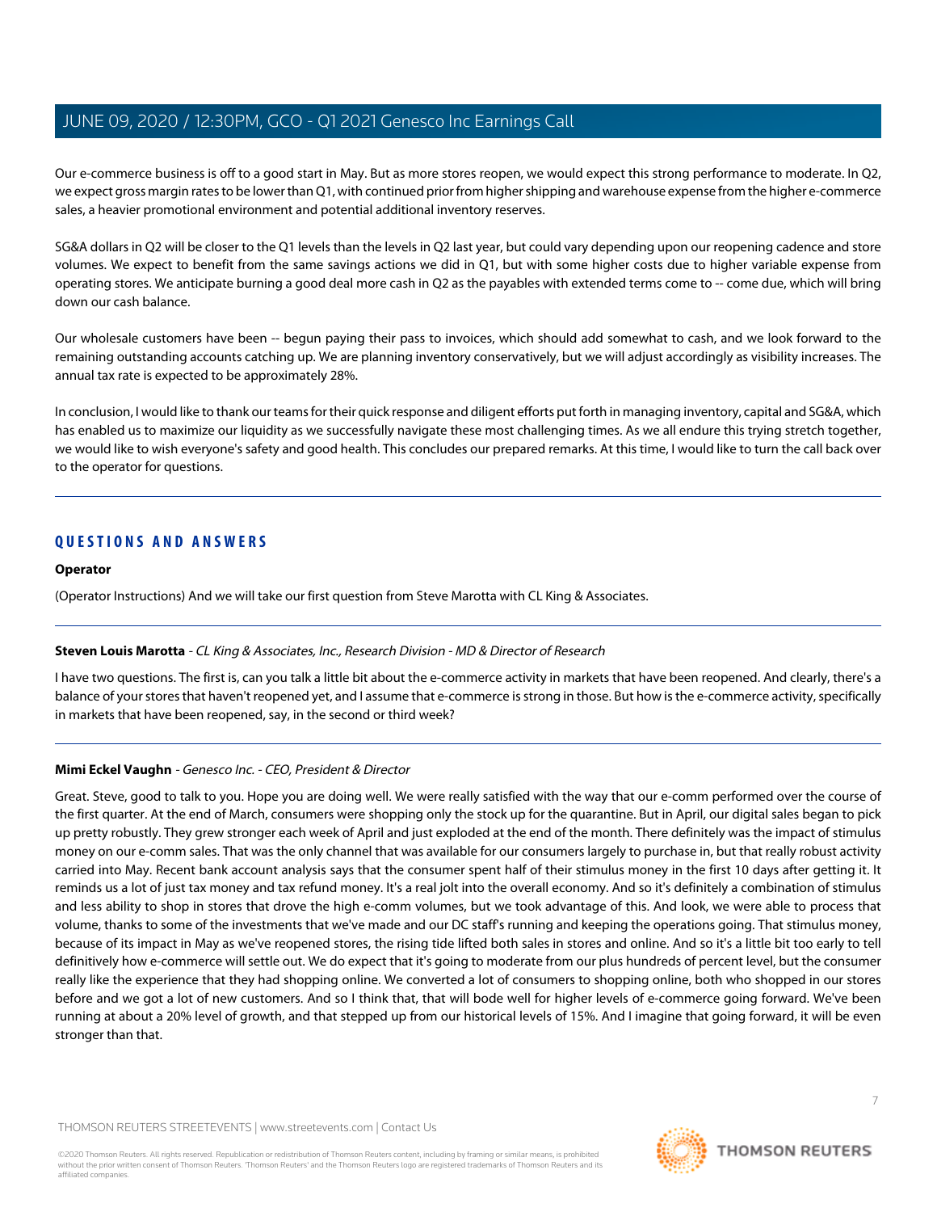Our e-commerce business is off to a good start in May. But as more stores reopen, we would expect this strong performance to moderate. In Q2, we expect gross margin rates to be lower than Q1, with continued prior from higher shipping and warehouse expense from the higher e-commerce sales, a heavier promotional environment and potential additional inventory reserves.

SG&A dollars in Q2 will be closer to the Q1 levels than the levels in Q2 last year, but could vary depending upon our reopening cadence and store volumes. We expect to benefit from the same savings actions we did in Q1, but with some higher costs due to higher variable expense from operating stores. We anticipate burning a good deal more cash in Q2 as the payables with extended terms come to -- come due, which will bring down our cash balance.

Our wholesale customers have been -- begun paying their pass to invoices, which should add somewhat to cash, and we look forward to the remaining outstanding accounts catching up. We are planning inventory conservatively, but we will adjust accordingly as visibility increases. The annual tax rate is expected to be approximately 28%.

In conclusion, I would like to thank our teams for their quick response and diligent efforts put forth in managing inventory, capital and SG&A, which has enabled us to maximize our liquidity as we successfully navigate these most challenging times. As we all endure this trying stretch together, we would like to wish everyone's safety and good health. This concludes our prepared remarks. At this time, I would like to turn the call back over to the operator for questions.

## QUESTIONS AND ANSWERS

**Operator**

(Operator Instructions) And we will take our first question from Steve Marotta with CL King & Associates.

**Steven Louis Marotta** - *CL King & Associates, Inc., Research Division - MD & Director of Research*

I have two questions. The first is, can you talk a little bit about the e-commerce activity in markets that have been reopened. And clearly, there's a balance of your stores that haven't reopened yet, and I assume that e-commerce is strong in those. But how is the e-commerce activity, specifically in markets that have been reopened, say, in the second or third week?

**Mimi Eckel Vaughn** - *Genesco Inc. - CEO, President & Director*

Great. Steve, good to talk to you. Hope you are doing well. We were really satisfied with the way that our e-comm performed over the course of the first quarter. At the end of March, consumers were shopping only the stock up for the quarantine. But in April, our digital sales began to pick up pretty robustly. They grew stronger each week of April and just exploded at the end of the month. There definitely was the impact of stimulus money on our e-comm sales. That was the only channel that was available for our consumers largely to purchase in, but that really robust activity carried into May. Recent bank account analysis says that the consumer spent half of their stimulus money in the first 10 days after getting it. It reminds us a lot of just tax money and tax refund money. It's a real jolt into the overall economy. And so it's definitely a combination of stimulus and less ability to shop in stores that drove the high e-comm volumes, but we took advantage of this. And look, we were able to process that volume, thanks to some of the investments that we've made and our DC staff's running and keeping the operations going. That stimulus money, because of its impact in May as we've reopened stores, the rising tide lifted both sales in stores and online. And so it's a little bit too early to tell definitively how e-commerce will settle out. We do expect that it's going to moderate from our plus hundreds of percent level, but the consumer really like the experience that they had shopping online. We converted a lot of consumers to shopping online, both who shopped in our stores before and we got a lot of new customers. And so I think that, that will bode well for higher levels of e-commerce going forward. We've been running at about a 20% level of growth, and that stepped up from our historical levels of 15%. And I imagine that going forward, it will be even stronger than that.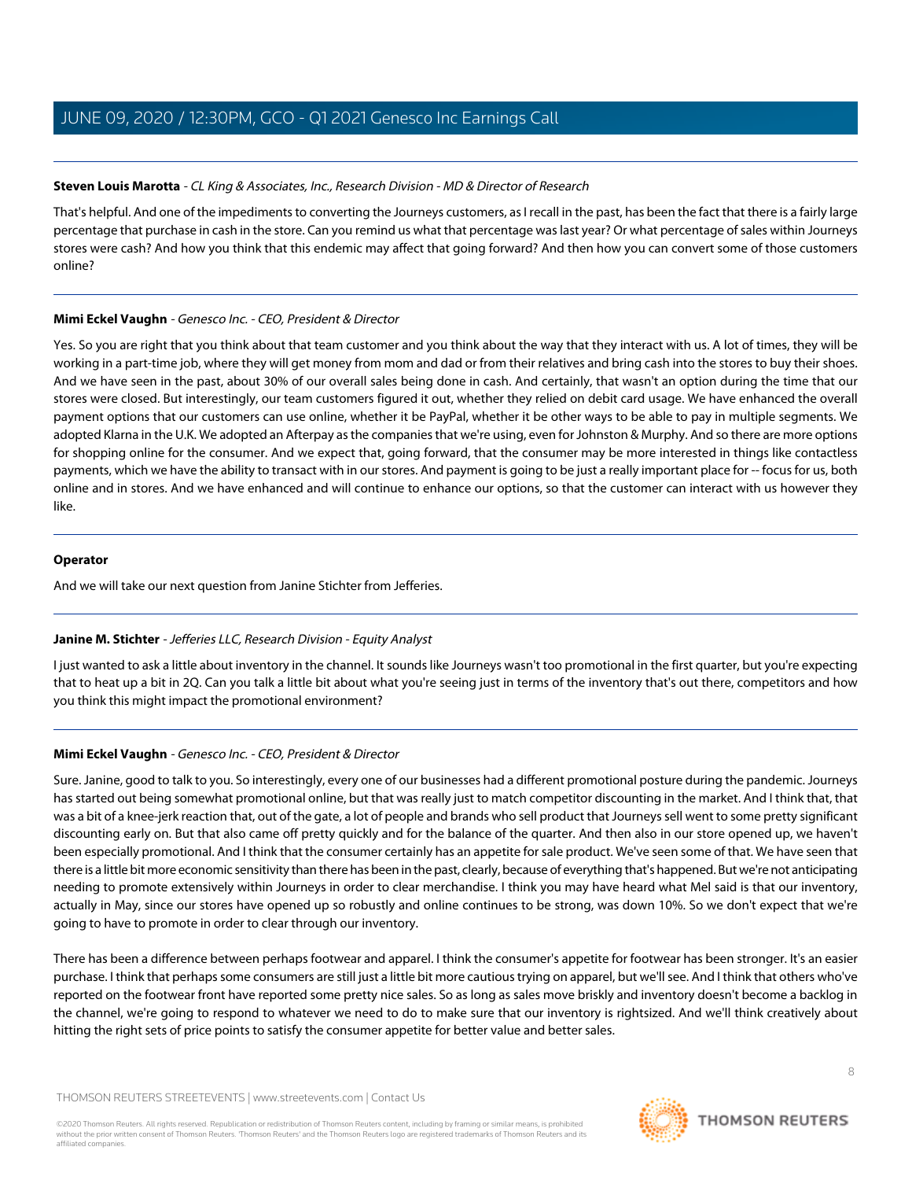**Steven Louis Marotta** - *CL King & Associates, Inc., Research Division - MD & Director of Research*

That's helpful. And one of the impediments to converting the Journeys customers, as I recall in the past, has been the fact that there is a fairly large percentage that purchase in cash in the store. Can you remind us what that percentage was last year? Or what percentage of sales within Journeys stores were cash? And how you think that this endemic may affect that going forward? And then how you can convert some of those customers online?

**Mimi Eckel Vaughn** - *Genesco Inc. - CEO, President & Director*

Yes. So you are right that you think about that team customer and you think about the way that they interact with us. A lot of times, they will be working in a part-time job, where they will get money from mom and dad or from their relatives and bring cash into the stores to buy their shoes. And we have seen in the past, about 30% of our overall sales being done in cash. And certainly, that wasn't an option during the time that our stores were closed. But interestingly, our team customers figured it out, whether they relied on debit card usage. We have enhanced the overall payment options that our customers can use online, whether it be PayPal, whether it be other ways to be able to pay in multiple segments. We adopted Klarna in the U.K. We adopted an Afterpay as the companies that we're using, even for Johnston & Murphy. And so there are more options for shopping online for the consumer. And we expect that, going forward, that the consumer may be more interested in things like contactless payments, which we have the ability to transact with in our stores. And payment is going to be just a really important place for -- focus for us, both online and in stores. And we have enhanced and will continue to enhance our options, so that the customer can interact with us however they like.

**Operator**

And we will take our next question from Janine Stichter from Jefferies.

**Janine M. Stichter** - *Jefferies LLC, Research Division - Equity Analyst*

I just wanted to ask a little about inventory in the channel. It sounds like Journeys wasn't too promotional in the first quarter, but you're expecting that to heat up a bit in 2Q. Can you talk a little bit about what you're seeing just in terms of the inventory that's out there, competitors and how you think this might impact the promotional environment?

**Mimi Eckel Vaughn** - *Genesco Inc. - CEO, President & Director*

Sure. Janine, good to talk to you. So interestingly, every one of our businesses had a different promotional posture during the pandemic. Journeys has started out being somewhat promotional online, but that was really just to match competitor discounting in the market. And I think that, that was a bit of a knee-jerk reaction that, out of the gate, a lot of people and brands who sell product that Journeys sell went to some pretty significant discounting early on. But that also came off pretty quickly and for the balance of the quarter. And then also in our store opened up, we haven't been especially promotional. And I think that the consumer certainly has an appetite for sale product. We've seen some of that. We have seen that there is a little bit more economic sensitivity than there has been in the past, clearly, because of everything that's happened. But we're not anticipating needing to promote extensively within Journeys in order to clear merchandise. I think you may have heard what Mel said is that our inventory, actually in May, since our stores have opened up so robustly and online continues to be strong, was down 10%. So we don't expect that we're going to have to promote in order to clear through our inventory.

There has been a difference between perhaps footwear and apparel. I think the consumer's appetite for footwear has been stronger. It's an easier purchase. I think that perhaps some consumers are still just a little bit more cautious trying on apparel, but we'll see. And I think that others who've reported on the footwear front have reported some pretty nice sales. So as long as sales move briskly and inventory doesn't become a backlog in the channel, we're going to respond to whatever we need to do to make sure that our inventory is rightsized. And we'll think creatively about hitting the right sets of price points to satisfy the consumer appetite for better value and better sales.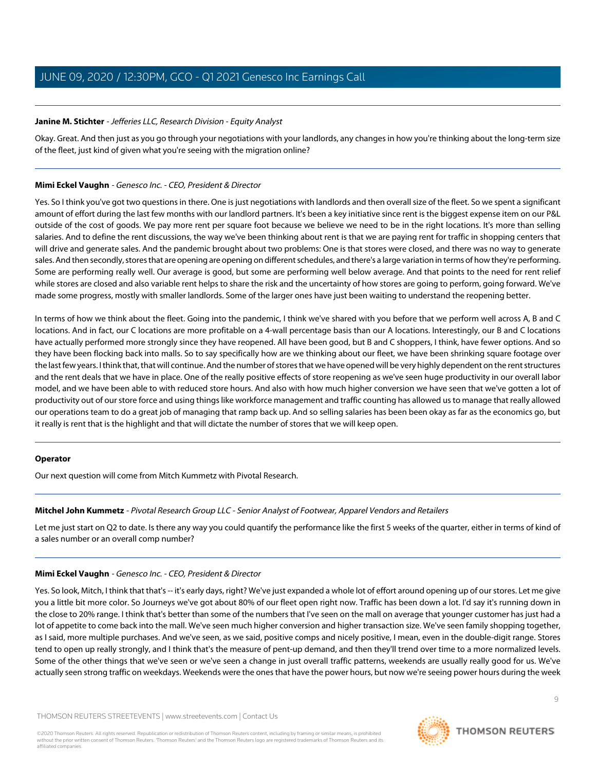**Janine M. Stichter** - *Jefferies LLC, Research Division - Equity Analyst*

Okay. Great. And then just as you go through your negotiations with your landlords, any changes in how you're thinking about the long-term size of the fleet, just kind of given what you're seeing with the migration online?

---

**Mimi Eckel Vaughn** - *Genesco Inc. - CEO, President & Director*

Yes. So I think you've got two questions in there. One is just negotiations with landlords and then overall size of the fleet. So we spent a significant amount of effort during the last few months with our landlord partners. It's been a key initiative since rent is the biggest expense item on our P&L outside of the cost of goods. We pay more rent per square foot because we believe we need to be in the right locations. It's more than selling salaries. And to define the rent discussions, the way we've been thinking about rent is that we are paying rent for traffic in shopping centers that will drive and generate sales. And the pandemic brought about two problems: One is that stores were closed, and there was no way to generate sales. And then secondly, stores that are opening are opening on different schedules, and there's a large variation in terms of how they're performing. Some are performing really well. Our average is good, but some are performing well below average. And that points to the need for rent relief while stores are closed and also variable rent helps to share the risk and the uncertainty of how stores are going to perform, going forward. We've made some progress, mostly with smaller landlords. Some of the larger ones have just been waiting to understand the reopening better.

In terms of how we think about the fleet. Going into the pandemic, I think we've shared with you before that we perform well across A, B and C locations. And in fact, our C locations are more profitable on a 4-wall percentage basis than our A locations. Interestingly, our B and C locations have actually performed more strongly since they have reopened. All have been good, but B and C shoppers, I think, have fewer options. And so they have been flocking back into malls. So to say specifically how are we thinking about our fleet, we have been shrinking square footage over the last few years. I think that, that will continue. And the number of stores that we have opened will be very highly dependent on the rent structures and the rent deals that we have in place. One of the really positive effects of store reopening as we've seen huge productivity in our overall labor model, and we have been able to with reduced store hours. And also with how much higher conversion we have seen that we've gotten a lot of productivity out of our store force and using things like workforce management and traffic counting has allowed us to manage that really allowed our operations team to do a great job of managing that ramp back up. And so selling salaries has been been okay as far as the economics go, but it really is rent that is the highlight and that will dictate the number of stores that we will keep open.

---

**Operator**

Our next question will come from Mitch Kummetz with Pivotal Research.

---

**Mitchel John Kummetz** - *Pivotal Research Group LLC - Senior Analyst of Footwear, Apparel Vendors and Retailers*

Let me just start on Q2 to date. Is there any way you could quantify the performance like the first 5 weeks of the quarter, either in terms of kind of a sales number or an overall comp number?

---

**Mimi Eckel Vaughn** - *Genesco Inc. - CEO, President & Director*

Yes. So look, Mitch, I think that that's -- it's early days, right? We've just expanded a whole lot of effort around opening up of our stores. Let me give you a little bit more color. So Journeys we've got about 80% of our fleet open right now. Traffic has been down a lot. I'd say it's running down in the close to 20% range. I think that's better than some of the numbers that I've seen on the mall on average that younger customer has just had a lot of appetite to come back into the mall. We've seen much higher conversion and higher transaction size. We've seen family shopping together, as I said, more multiple purchases. And we've seen, as we said, positive comps and nicely positive, I mean, even in the double-digit range. Stores tend to open up really strongly, and I think that's the measure of pent-up demand, and then they'll trend over time to a more normalized levels. Some of the other things that we've seen or we've seen a change in just overall traffic patterns, weekends are usually really good for us. We've actually seen strong traffic on weekdays. Weekends were the ones that have the power hours, but now we're seeing power hours during the week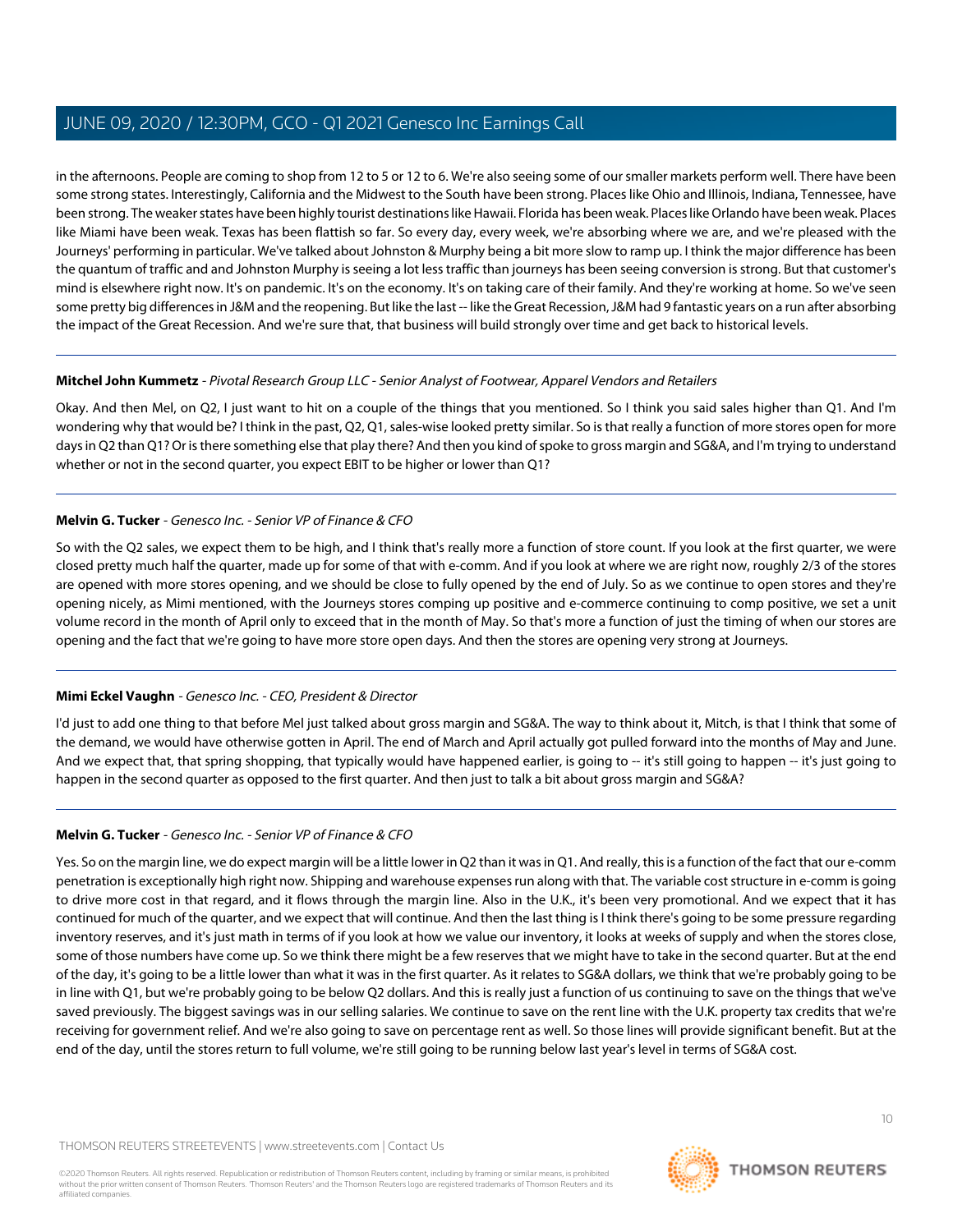in the afternoons. People are coming to shop from 12 to 5 or 12 to 6. We're also seeing some of our smaller markets perform well. There have been some strong states. Interestingly, California and the Midwest to the South have been strong. Places like Ohio and Illinois, Indiana, Tennessee, have been strong. The weaker states have been highly tourist destinations like Hawaii. Florida has been weak. Places like Orlando have been weak. Places like Miami have been weak. Texas has been flattish so far. So every day, every week, we're absorbing where we are, and we're pleased with the Journeys' performing in particular. We've talked about Johnston & Murphy being a bit more slow to ramp up. I think the major difference has been the quantum of traffic and and Johnston Murphy is seeing a lot less traffic than journeys has been seeing conversion is strong. But that customer's mind is elsewhere right now. It's on pandemic. It's on the economy. It's on taking care of their family. And they're working at home. So we've seen some pretty big differences in J&M and the reopening. But like the last -- like the Great Recession, J&M had 9 fantastic years on a run after absorbing the impact of the Great Recession. And we're sure that, that business will build strongly over time and get back to historical levels.

---

**Mitchel John Kummetz** - *Pivotal Research Group LLC - Senior Analyst of Footwear, Apparel Vendors and Retailers*

Okay. And then Mel, on Q2, I just want to hit on a couple of the things that you mentioned. So I think you said sales higher than Q1. And I'm wondering why that would be? I think in the past, Q2, Q1, sales-wise looked pretty similar. So is that really a function of more stores open for more days in Q2 than Q1? Or is there something else that play there? And then you kind of spoke to gross margin and SG&A, and I'm trying to understand whether or not in the second quarter, you expect EBIT to be higher or lower than Q1?

---

**Melvin G. Tucker** - *Genesco Inc. - Senior VP of Finance & CFO*

So with the Q2 sales, we expect them to be high, and I think that's really more a function of store count. If you look at the first quarter, we were closed pretty much half the quarter, made up for some of that with e-comm. And if you look at where we are right now, roughly 2/3 of the stores are opened with more stores opening, and we should be close to fully opened by the end of July. So as we continue to open stores and they're opening nicely, as Mimi mentioned, with the Journeys stores comping up positive and e-commerce continuing to comp positive, we set a unit volume record in the month of April only to exceed that in the month of May. So that's more a function of just the timing of when our stores are opening and the fact that we're going to have more store open days. And then the stores are opening very strong at Journeys.

---

**Mimi Eckel Vaughn** - *Genesco Inc. - CEO, President & Director*

I'd just to add one thing to that before Mel just talked about gross margin and SG&A. The way to think about it, Mitch, is that I think that some of the demand, we would have otherwise gotten in April. The end of March and April actually got pulled forward into the months of May and June. And we expect that, that spring shopping, that typically would have happened earlier, is going to -- it's still going to happen -- it's just going to happen in the second quarter as opposed to the first quarter. And then just to talk a bit about gross margin and SG&A?

---

**Melvin G. Tucker** - *Genesco Inc. - Senior VP of Finance & CFO*

Yes. So on the margin line, we do expect margin will be a little lower in Q2 than it was in Q1. And really, this is a function of the fact that our e-comm penetration is exceptionally high right now. Shipping and warehouse expenses run along with that. The variable cost structure in e-comm is going to drive more cost in that regard, and it flows through the margin line. Also in the U.K., it's been very promotional. And we expect that it has continued for much of the quarter, and we expect that will continue. And then the last thing is I think there's going to be some pressure regarding inventory reserves, and it's just math in terms of if you look at how we value our inventory, it looks at weeks of supply and when the stores close, some of those numbers have come up. So we think there might be a few reserves that we might have to take in the second quarter. But at the end of the day, it's going to be a little lower than what it was in the first quarter. As it relates to SG&A dollars, we think that we're probably going to be in line with Q1, but we're probably going to be below Q2 dollars. And this is really just a function of us continuing to save on the things that we've saved previously. The biggest savings was in our selling salaries. We continue to save on the rent line with the U.K. property tax credits that we're receiving for government relief. And we're also going to save on percentage rent as well. So those lines will provide significant benefit. But at the end of the day, until the stores return to full volume, we're still going to be running below last year's level in terms of SG&A cost.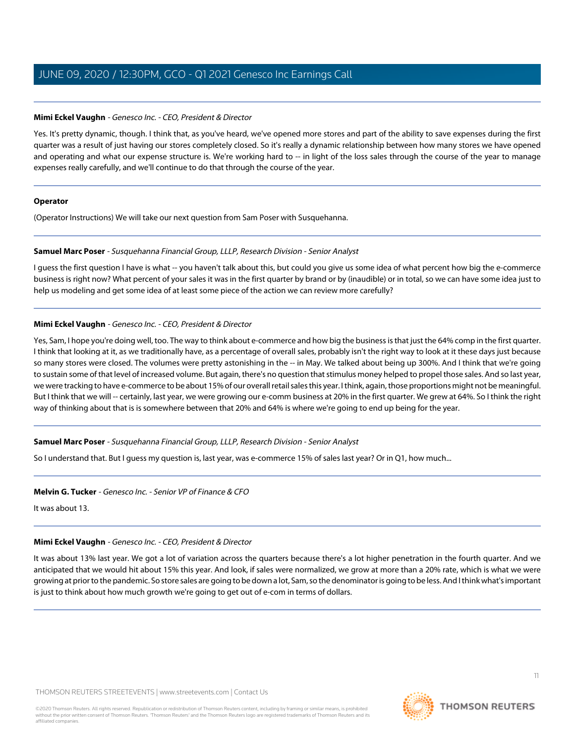**Mimi Eckel Vaughn** - *Genesco Inc. - CEO, President & Director*

Yes. It's pretty dynamic, though. I think that, as you've heard, we've opened more stores and part of the ability to save expenses during the first quarter was a result of just having our stores completely closed. So it's really a dynamic relationship between how many stores we have opened and operating and what our expense structure is. We're working hard to -- in light of the loss sales through the course of the year to manage expenses really carefully, and we'll continue to do that through the course of the year.

---

**Operator**

(Operator Instructions) We will take our next question from Sam Poser with Susquehanna.

---

**Samuel Marc Poser** - *Susquehanna Financial Group, LLLP, Research Division - Senior Analyst*

I guess the first question I have is what -- you haven't talk about this, but could you give us some idea of what percent how big the e-commerce business is right now? What percent of your sales it was in the first quarter by brand or by (inaudible) or in total, so we can have some idea just to help us modeling and get some idea of at least some piece of the action we can review more carefully?

---

**Mimi Eckel Vaughn** - *Genesco Inc. - CEO, President & Director*

Yes, Sam, I hope you're doing well, too. The way to think about e-commerce and how big the business is that just the 64% comp in the first quarter. I think that looking at it, as we traditionally have, as a percentage of overall sales, probably isn't the right way to look at it these days just because so many stores were closed. The volumes were pretty astonishing in the -- in May. We talked about being up 300%. And I think that we're going to sustain some of that level of increased volume. But again, there's no question that stimulus money helped to propel those sales. And so last year, we were tracking to have e-commerce to be about 15% of our overall retail sales this year. I think, again, those proportions might not be meaningful. But I think that we will -- certainly, last year, we were growing our e-comm business at 20% in the first quarter. We grew at 64%. So I think the right way of thinking about that is is somewhere between that 20% and 64% is where we're going to end up being for the year.

---

**Samuel Marc Poser** - *Susquehanna Financial Group, LLLP, Research Division - Senior Analyst*

So I understand that. But I guess my question is, last year, was e-commerce 15% of sales last year? Or in Q1, how much...

---

**Melvin G. Tucker** - *Genesco Inc. - Senior VP of Finance & CFO*

It was about 13.

---

**Mimi Eckel Vaughn** - *Genesco Inc. - CEO, President & Director*

It was about 13% last year. We got a lot of variation across the quarters because there's a lot higher penetration in the fourth quarter. And we anticipated that we would hit about 15% this year. And look, if sales were normalized, we grow at more than a 20% rate, which is what we were growing at prior to the pandemic. So store sales are going to be down a lot, Sam, so the denominator is going to be less. And I think what's important is just to think about how much growth we're going to get out of e-com in terms of dollars.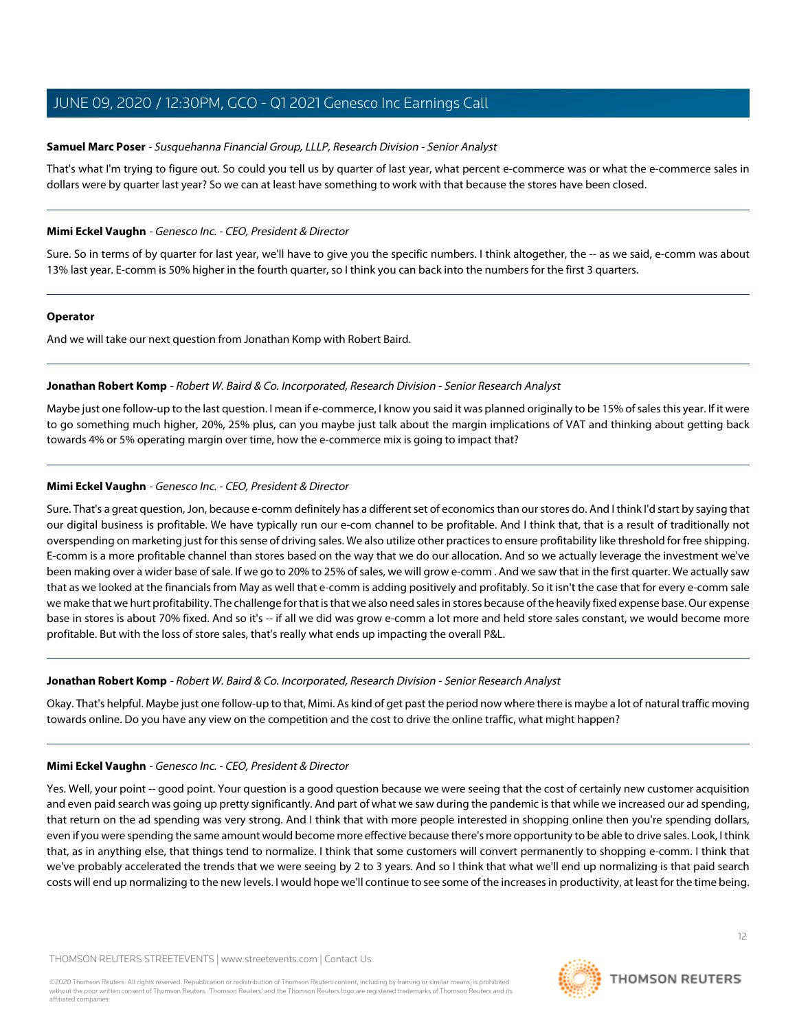**Samuel Marc Poser** - *Susquehanna Financial Group, LLLP, Research Division - Senior Analyst*

That's what I'm trying to figure out. So could you tell us by quarter of last year, what percent e-commerce was or what the e-commerce sales in dollars were by quarter last year? So we can at least have something to work with that because the stores have been closed.

---

**Mimi Eckel Vaughn** - *Genesco Inc. - CEO, President & Director*

Sure. So in terms of by quarter for last year, we'll have to give you the specific numbers. I think altogether, the -- as we said, e-comm was about 13% last year. E-comm is 50% higher in the fourth quarter, so I think you can back into the numbers for the first 3 quarters.

---

**Operator**

And we will take our next question from Jonathan Komp with Robert Baird.

---

**Jonathan Robert Komp** - *Robert W. Baird & Co. Incorporated, Research Division - Senior Research Analyst*

Maybe just one follow-up to the last question. I mean if e-commerce, I know you said it was planned originally to be 15% of sales this year. If it were to go something much higher, 20%, 25% plus, can you maybe just talk about the margin implications of VAT and thinking about getting back towards 4% or 5% operating margin over time, how the e-commerce mix is going to impact that?

---

**Mimi Eckel Vaughn** - *Genesco Inc. - CEO, President & Director*

Sure. That's a great question, Jon, because e-comm definitely has a different set of economics than our stores do. And I think I'd start by saying that our digital business is profitable. We have typically run our e-com channel to be profitable. And I think that, that is a result of traditionally not overspending on marketing just for this sense of driving sales. We also utilize other practices to ensure profitability like threshold for free shipping. E-comm is a more profitable channel than stores based on the way that we do our allocation. And so we actually leverage the investment we've been making over a wider base of sale. If we go to 20% to 25% of sales, we will grow e-comm . And we saw that in the first quarter. We actually saw that as we looked at the financials from May as well that e-comm is adding positively and profitably. So it isn't the case that for every e-comm sale we make that we hurt profitability. The challenge for that is that we also need sales in stores because of the heavily fixed expense base. Our expense base in stores is about 70% fixed. And so it's -- if all we did was grow e-comm a lot more and held store sales constant, we would become more profitable. But with the loss of store sales, that's really what ends up impacting the overall P&L.

---

**Jonathan Robert Komp** - *Robert W. Baird & Co. Incorporated, Research Division - Senior Research Analyst*

Okay. That's helpful. Maybe just one follow-up to that, Mimi. As kind of get past the period now where there is maybe a lot of natural traffic moving towards online. Do you have any view on the competition and the cost to drive the online traffic, what might happen?

---

**Mimi Eckel Vaughn** - *Genesco Inc. - CEO, President & Director*

Yes. Well, your point -- good point. Your question is a good question because we were seeing that the cost of certainly new customer acquisition and even paid search was going up pretty significantly. And part of what we saw during the pandemic is that while we increased our ad spending, that return on the ad spending was very strong. And I think that with more people interested in shopping online then you're spending dollars, even if you were spending the same amount would become more effective because there's more opportunity to be able to drive sales. Look, I think that, as in anything else, that things tend to normalize. I think that some customers will convert permanently to shopping e-comm. I think that we've probably accelerated the trends that we were seeing by 2 to 3 years. And so I think that what we'll end up normalizing is that paid search costs will end up normalizing to the new levels. I would hope we'll continue to see some of the increases in productivity, at least for the time being.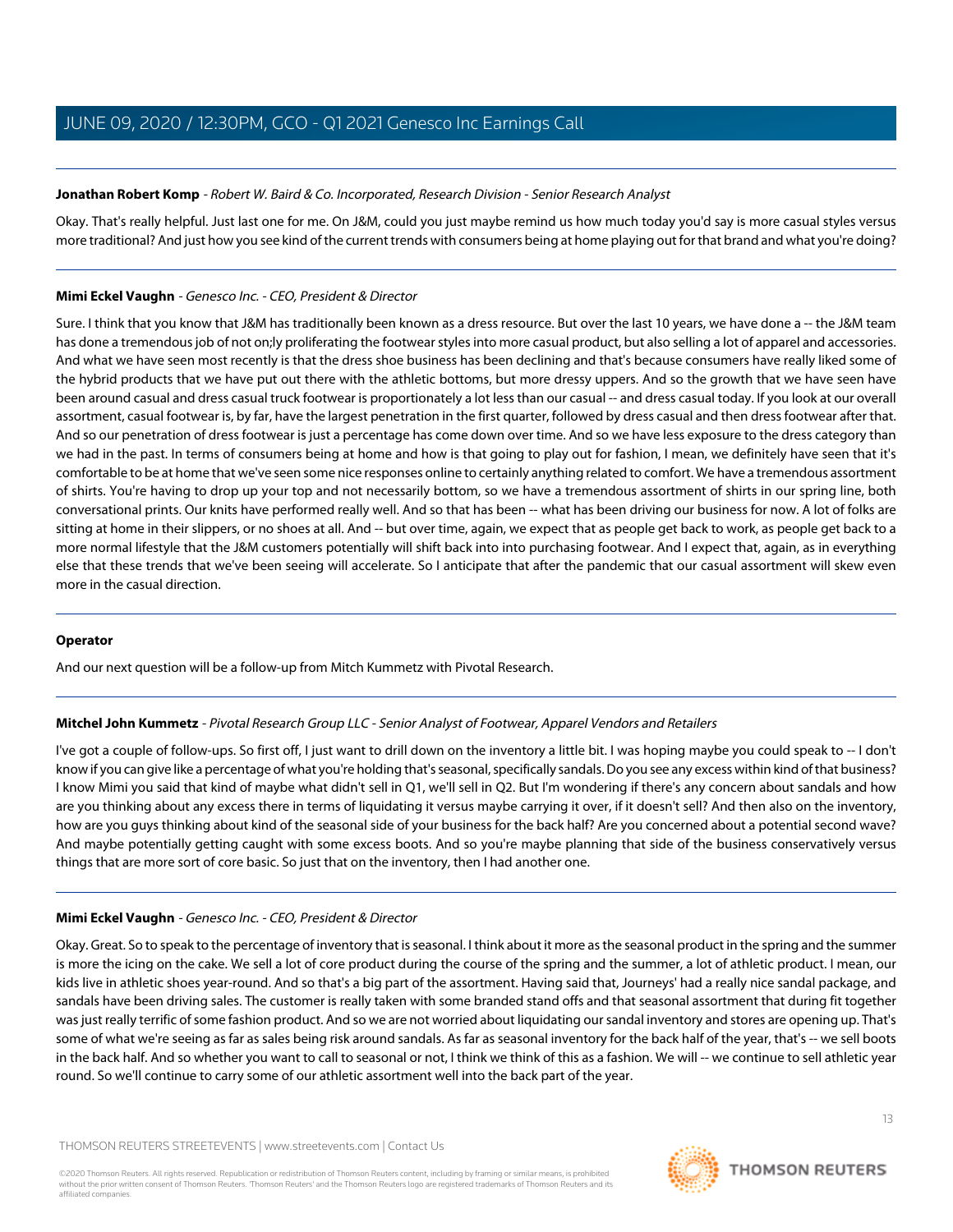**Jonathan Robert Komp** - *Robert W. Baird & Co. Incorporated, Research Division - Senior Research Analyst*

Okay. That's really helpful. Just last one for me. On J&M, could you just maybe remind us how much today you'd say is more casual styles versus more traditional? And just how you see kind of the current trends with consumers being at home playing out for that brand and what you're doing?

**Mimi Eckel Vaughn** - *Genesco Inc. - CEO, President & Director*

Sure. I think that you know that J&M has traditionally been known as a dress resource. But over the last 10 years, we have done a -- the J&M team has done a tremendous job of not on;ly proliferating the footwear styles into more casual product, but also selling a lot of apparel and accessories. And what we have seen most recently is that the dress shoe business has been declining and that's because consumers have really liked some of the hybrid products that we have put out there with the athletic bottoms, but more dressy uppers. And so the growth that we have seen have been around casual and dress casual truck footwear is proportionately a lot less than our casual -- and dress casual today. If you look at our overall assortment, casual footwear is, by far, have the largest penetration in the first quarter, followed by dress casual and then dress footwear after that. And so our penetration of dress footwear is just a percentage has come down over time. And so we have less exposure to the dress category than we had in the past. In terms of consumers being at home and how is that going to play out for fashion, I mean, we definitely have seen that it's comfortable to be at home that we've seen some nice responses online to certainly anything related to comfort. We have a tremendous assortment of shirts. You're having to drop up your top and not necessarily bottom, so we have a tremendous assortment of shirts in our spring line, both conversational prints. Our knits have performed really well. And so that has been -- what has been driving our business for now. A lot of folks are sitting at home in their slippers, or no shoes at all. And -- but over time, again, we expect that as people get back to work, as people get back to a more normal lifestyle that the J&M customers potentially will shift back into into purchasing footwear. And I expect that, again, as in everything else that these trends that we've been seeing will accelerate. So I anticipate that after the pandemic that our casual assortment will skew even more in the casual direction.

**Operator**

And our next question will be a follow-up from Mitch Kummetz with Pivotal Research.

**Mitchel John Kummetz** - *Pivotal Research Group LLC - Senior Analyst of Footwear, Apparel Vendors and Retailers*

I've got a couple of follow-ups. So first off, I just want to drill down on the inventory a little bit. I was hoping maybe you could speak to -- I don't know if you can give like a percentage of what you're holding that's seasonal, specifically sandals. Do you see any excess within kind of that business? I know Mimi you said that kind of maybe what didn't sell in Q1, we'll sell in Q2. But I'm wondering if there's any concern about sandals and how are you thinking about any excess there in terms of liquidating it versus maybe carrying it over, if it doesn't sell? And then also on the inventory, how are you guys thinking about kind of the seasonal side of your business for the back half? Are you concerned about a potential second wave? And maybe potentially getting caught with some excess boots. And so you're maybe planning that side of the business conservatively versus things that are more sort of core basic. So just that on the inventory, then I had another one.

**Mimi Eckel Vaughn** - *Genesco Inc. - CEO, President & Director*

Okay. Great. So to speak to the percentage of inventory that is seasonal. I think about it more as the seasonal product in the spring and the summer is more the icing on the cake. We sell a lot of core product during the course of the spring and the summer, a lot of athletic product. I mean, our kids live in athletic shoes year-round. And so that's a big part of the assortment. Having said that, Journeys' had a really nice sandal package, and sandals have been driving sales. The customer is really taken with some branded stand offs and that seasonal assortment that during fit together was just really terrific of some fashion product. And so we are not worried about liquidating our sandal inventory and stores are opening up. That's some of what we're seeing as far as sales being risk around sandals. As far as seasonal inventory for the back half of the year, that's -- we sell boots in the back half. And so whether you want to call to seasonal or not, I think we think of this as a fashion. We will -- we continue to sell athletic year round. So we'll continue to carry some of our athletic assortment well into the back part of the year.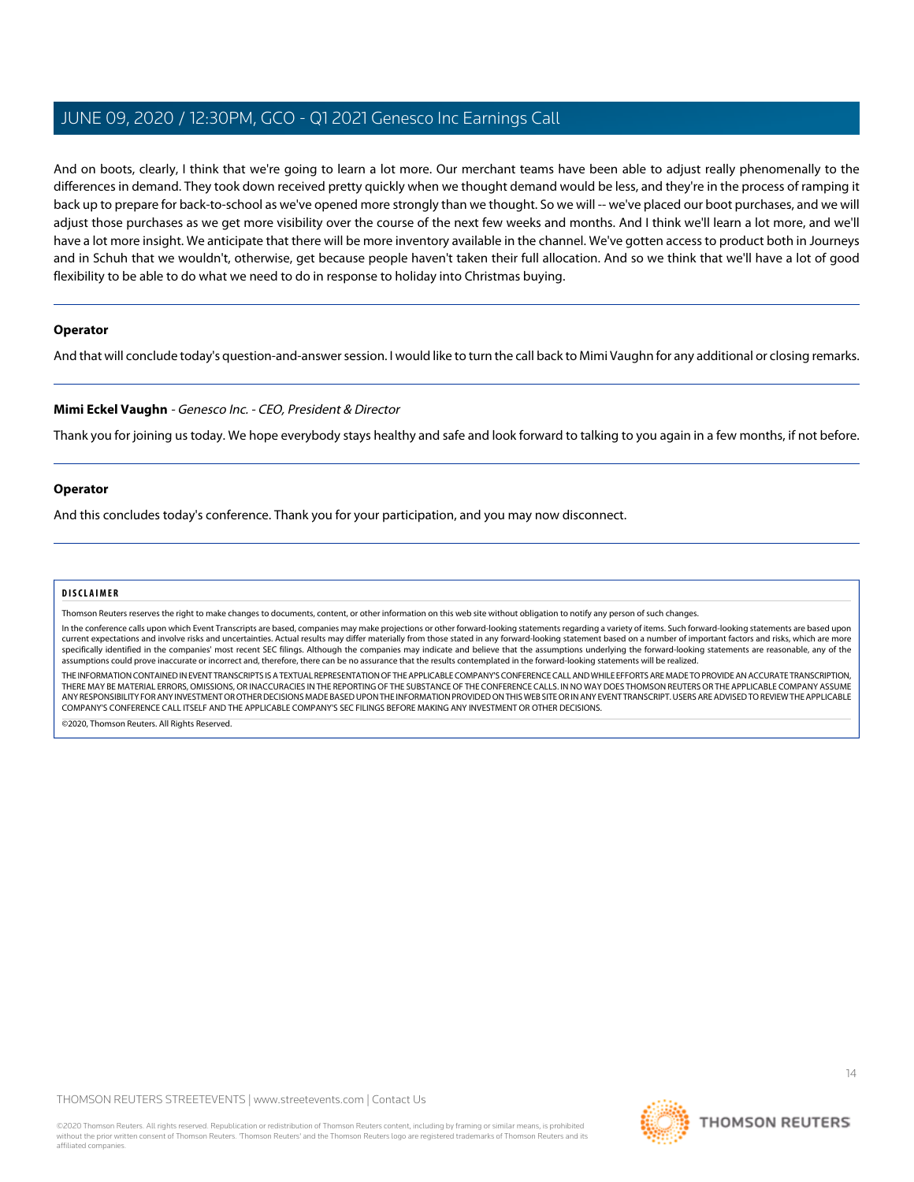And on boots, clearly, I think that we're going to learn a lot more. Our merchant teams have been able to adjust really phenomenally to the differences in demand. They took down received pretty quickly when we thought demand would be less, and they're in the process of ramping it back up to prepare for back-to-school as we've opened more strongly than we thought. So we will -- we've placed our boot purchases, and we will adjust those purchases as we get more visibility over the course of the next few weeks and months. And I think we'll learn a lot more, and we'll have a lot more insight. We anticipate that there will be more inventory available in the channel. We've gotten access to product both in Journeys and in Schuh that we wouldn't, otherwise, get because people haven't taken their full allocation. And so we think that we'll have a lot of good flexibility to be able to do what we need to do in response to holiday into Christmas buying.

---

**Operator**

And that will conclude today's question-and-answer session. I would like to turn the call back to Mimi Vaughn for any additional or closing remarks.

---

**Mimi Eckel Vaughn** - *Genesco Inc. - CEO, President & Director*

Thank you for joining us today. We hope everybody stays healthy and safe and look forward to talking to you again in a few months, if not before.

---

**Operator**

And this concludes today's conference. Thank you for your participation, and you may now disconnect.

---

**DISCLAIMER**

Thomson Reuters reserves the right to make changes to documents, content, or other information on this web site without obligation to notify any person of such changes.

In the conference calls upon which Event Transcripts are based, companies may make projections or other forward-looking statements regarding a variety of items. Such forward-looking statements are based upon current expectations and involve risks and uncertainties. Actual results may differ materially from those stated in any forward-looking statement based on a number of important factors and risks, which are more specifically identified in the companies' most recent SEC filings. Although the companies may indicate and believe that the assumptions underlying the forward-looking statements are reasonable, any of the assumptions could prove inaccurate or incorrect and, therefore, there can be no assurance that the results contemplated in the forward-looking statements will be realized.

THE INFORMATION CONTAINED IN EVENT TRANSCRIPTS IS A TEXTUAL REPRESENTATION OF THE APPLICABLE COMPANY'S CONFERENCE CALL AND WHILE EFFORTS ARE MADE TO PROVIDE AN ACCURATE TRANSCRIPTION, THERE MAY BE MATERIAL ERRORS, OMISSIONS, OR INACCURACIES IN THE REPORTING OF THE SUBSTANCE OF THE CONFERENCE CALLS. IN NO WAY DOES THOMSON REUTERS OR THE APPLICABLE COMPANY ASSUME ANY RESPONSIBILITY FOR ANY INVESTMENT OR OTHER DECISIONS MADE BASED UPON THE INFORMATION PROVIDED ON THIS WEB SITE OR IN ANY EVENT TRANSCRIPT. USERS ARE ADVISED TO REVIEW THE APPLICABLE COMPANY'S CONFERENCE CALL ITSELF AND THE APPLICABLE COMPANY'S SEC FILINGS BEFORE MAKING ANY INVESTMENT OR OTHER DECISIONS.

©2020, Thomson Reuters. All Rights Reserved.